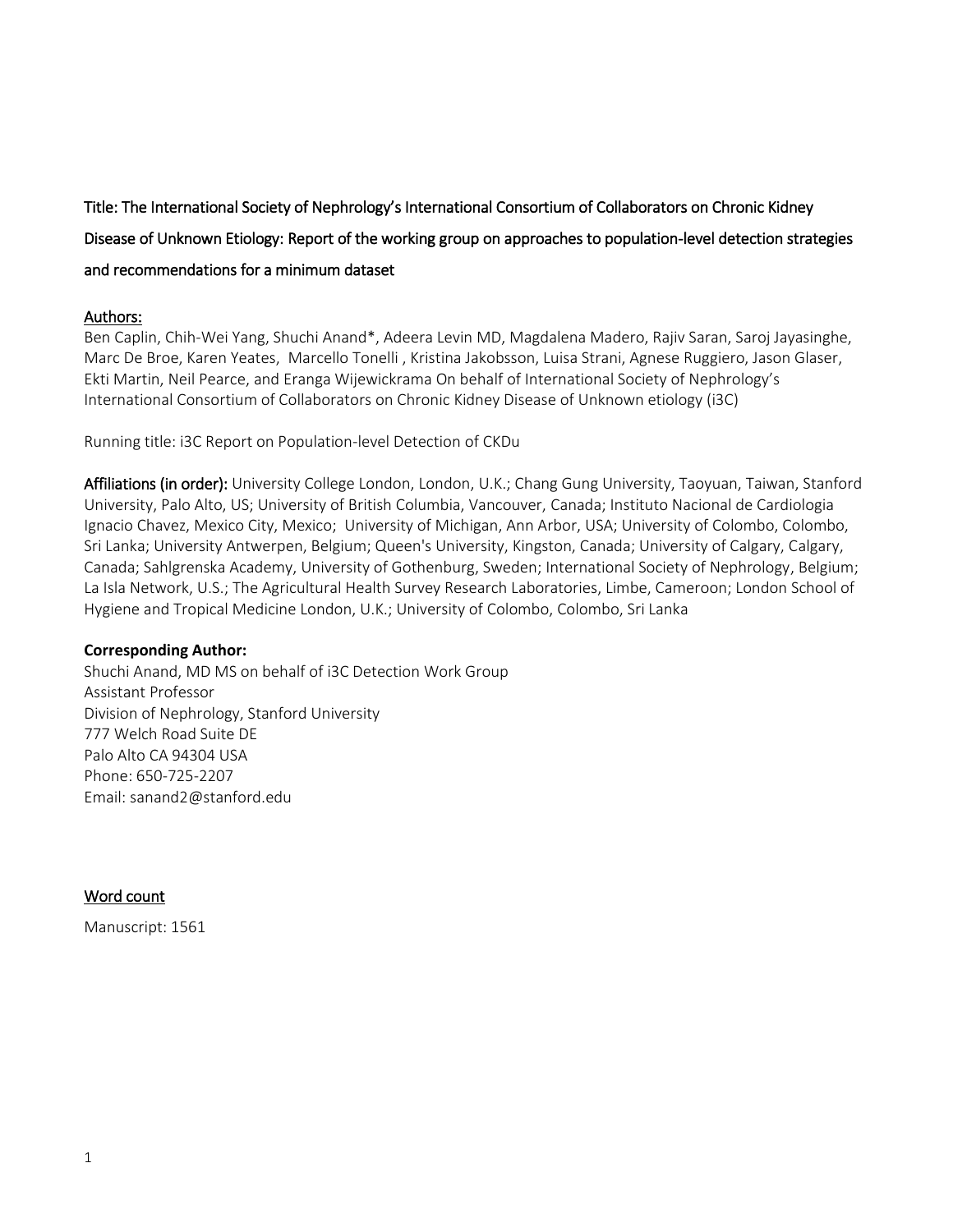Title: The International Society of Nephrology's International Consortium of Collaborators on Chronic Kidney Disease of Unknown Etiology: Report of the working group on approaches to population-level detection strategies and recommendations for a minimum dataset

Authors:

Ben Caplin, Chih-Wei Yang, Shuchi Anand*, Adeera Levin MD, Magdalena Madero, Rajiv Saran, Saroj Jayasinghe, Marc De Broe, Karen Yeates, Marcello Tonelli , Kristina Jakobsson, Luisa Strani, Agnese Ruggiero, Jason Glaser, Ekti Martin, Neil Pearce, and Eranga Wijewickrama On behalf of International Society of Nephrology's International Consortium of Collaborators on Chronic Kidney Disease of Unknown etiology (i3C)

Running title: i3C Report on Population-level Detection of CKDu

**Affiliations (in order):** University College London, London, U.K.; Chang Gung University, Taoyuan, Taiwan, Stanford University, Palo Alto, US; University of British Columbia, Vancouver, Canada; Instituto Nacional de Cardiologia Ignacio Chavez, Mexico City, Mexico; University of Michigan, Ann Arbor, USA; University of Colombo, Colombo, Sri Lanka; University Antwerpen, Belgium; Queen's University, Kingston, Canada; University of Calgary, Calgary, Canada; Sahlgrenska Academy, University of Gothenburg, Sweden; International Society of Nephrology, Belgium; La Isla Network, U.S.; The Agricultural Health Survey Research Laboratories, Limbe, Cameroon; London School of Hygiene and Tropical Medicine London, U.K.; University of Colombo, Colombo, Sri Lanka

**Corresponding Author:**

Shuchi Anand, MD MS on behalf of i3C Detection Work Group
Assistant Professor
Division of Nephrology, Stanford University
777 Welch Road Suite DE
Palo Alto CA 94304 USA
Phone: 650-725-2207
Email: sanand2@stanford.edu

Word count

Manuscript: 1561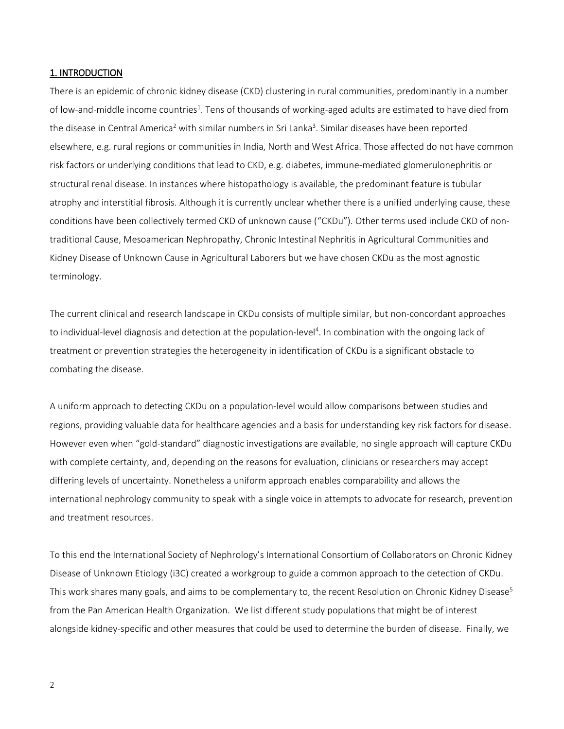## 1. INTRODUCTION

There is an epidemic of chronic kidney disease (CKD) clustering in rural communities, predominantly in a number of low-and-middle income countries[1]. Tens of thousands of working-aged adults are estimated to have died from the disease in Central America[2] with similar numbers in Sri Lanka[3]. Similar diseases have been reported elsewhere, e.g. rural regions or communities in India, North and West Africa. Those affected do not have common risk factors or underlying conditions that lead to CKD, e.g. diabetes, immune-mediated glomerulonephritis or structural renal disease. In instances where histopathology is available, the predominant feature is tubular atrophy and interstitial fibrosis. Although it is currently unclear whether there is a unified underlying cause, these conditions have been collectively termed CKD of unknown cause ("CKDu"). Other terms used include CKD of non-traditional Cause, Mesoamerican Nephropathy, Chronic Intestinal Nephritis in Agricultural Communities and Kidney Disease of Unknown Cause in Agricultural Laborers but we have chosen CKDu as the most agnostic terminology.

The current clinical and research landscape in CKDu consists of multiple similar, but non-concordant approaches to individual-level diagnosis and detection at the population-level[4]. In combination with the ongoing lack of treatment or prevention strategies the heterogeneity in identification of CKDu is a significant obstacle to combating the disease.

A uniform approach to detecting CKDu on a population-level would allow comparisons between studies and regions, providing valuable data for healthcare agencies and a basis for understanding key risk factors for disease. However even when "gold-standard" diagnostic investigations are available, no single approach will capture CKDu with complete certainty, and, depending on the reasons for evaluation, clinicians or researchers may accept differing levels of uncertainty. Nonetheless a uniform approach enables comparability and allows the international nephrology community to speak with a single voice in attempts to advocate for research, prevention and treatment resources.

To this end the International Society of Nephrology's International Consortium of Collaborators on Chronic Kidney Disease of Unknown Etiology (i3C) created a workgroup to guide a common approach to the detection of CKDu. This work shares many goals, and aims to be complementary to, the recent Resolution on Chronic Kidney Disease[5] from the Pan American Health Organization. We list different study populations that might be of interest alongside kidney-specific and other measures that could be used to determine the burden of disease. Finally, we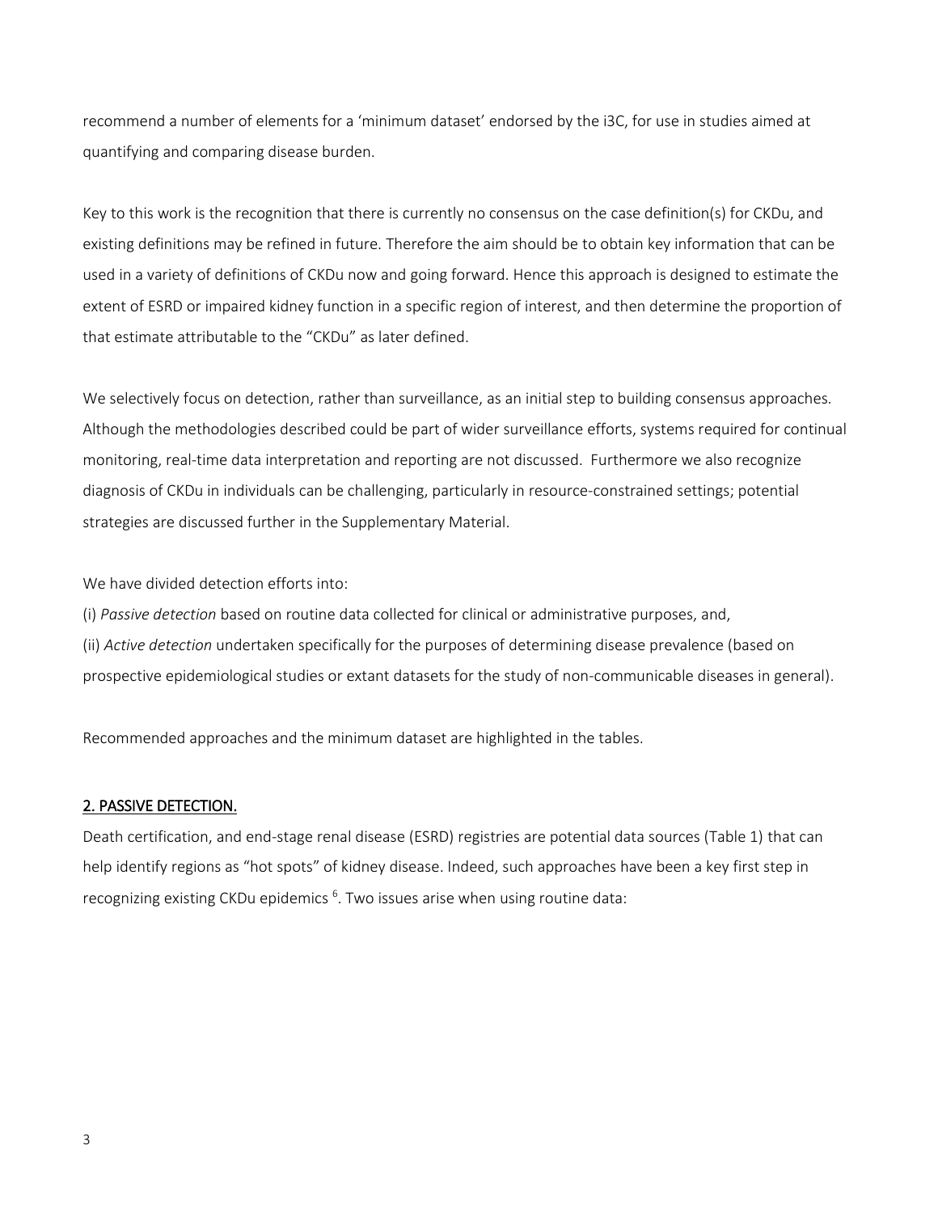recommend a number of elements for a 'minimum dataset' endorsed by the i3C, for use in studies aimed at quantifying and comparing disease burden.

Key to this work is the recognition that there is currently no consensus on the case definition(s) for CKDu, and existing definitions may be refined in future. Therefore the aim should be to obtain key information that can be used in a variety of definitions of CKDu now and going forward. Hence this approach is designed to estimate the extent of ESRD or impaired kidney function in a specific region of interest, and then determine the proportion of that estimate attributable to the "CKDu" as later defined.

We selectively focus on detection, rather than surveillance, as an initial step to building consensus approaches. Although the methodologies described could be part of wider surveillance efforts, systems required for continual monitoring, real-time data interpretation and reporting are not discussed. Furthermore we also recognize diagnosis of CKDu in individuals can be challenging, particularly in resource-constrained settings; potential strategies are discussed further in the Supplementary Material.

We have divided detection efforts into:

(i) *Passive detection* based on routine data collected for clinical or administrative purposes, and,

(ii) *Active detection* undertaken specifically for the purposes of determining disease prevalence (based on prospective epidemiological studies or extant datasets for the study of non-communicable diseases in general).

Recommended approaches and the minimum dataset are highlighted in the tables.

## 2. PASSIVE DETECTION.

Death certification, and end-stage renal disease (ESRD) registries are potential data sources (Table 1) that can help identify regions as "hot spots" of kidney disease. Indeed, such approaches have been a key first step in recognizing existing CKDu epidemics [6]. Two issues arise when using routine data: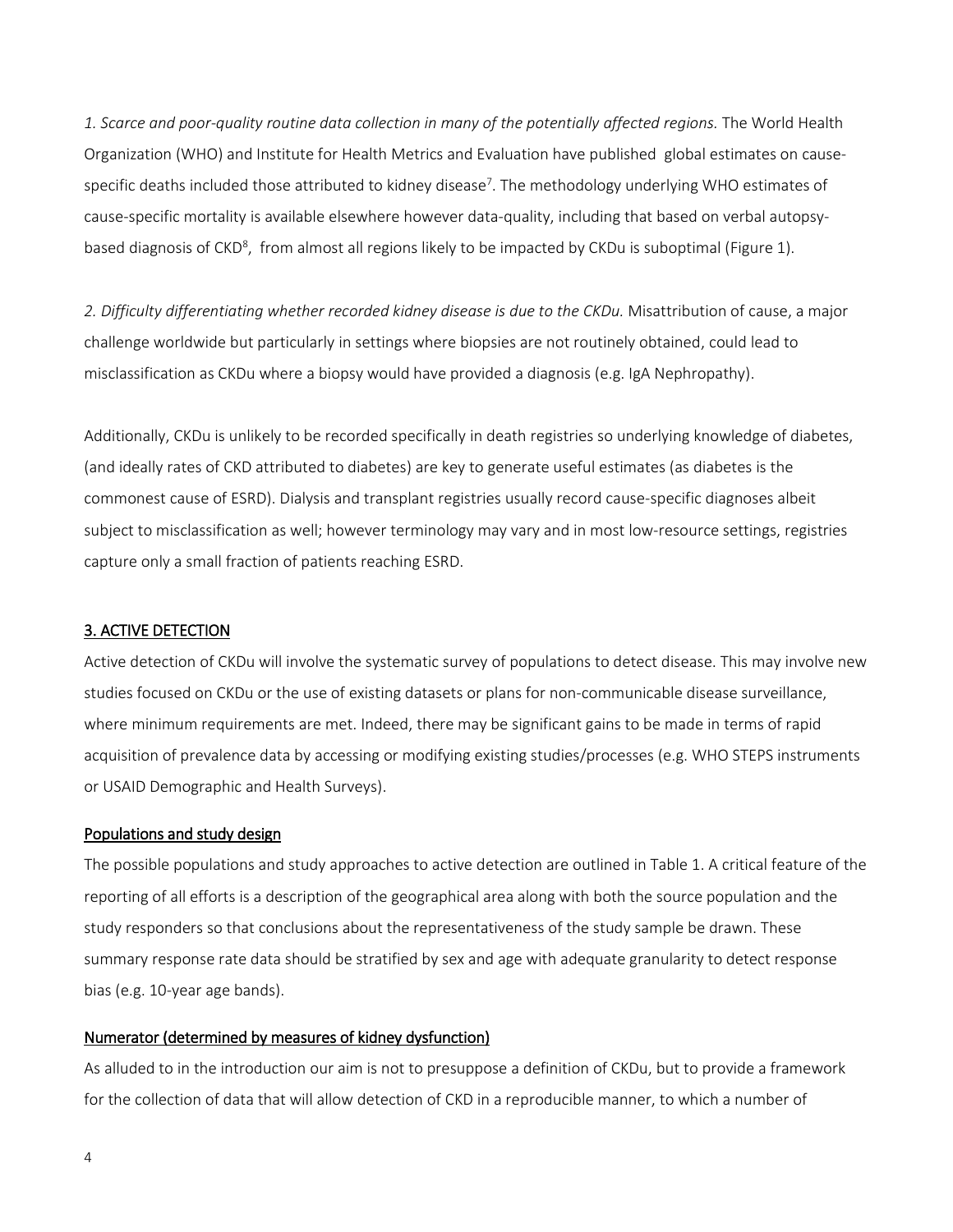*1. Scarce and poor-quality routine data collection in many of the potentially affected regions.* The World Health Organization (WHO) and Institute for Health Metrics and Evaluation have published global estimates on cause-specific deaths included those attributed to kidney disease[7]. The methodology underlying WHO estimates of cause-specific mortality is available elsewhere however data-quality, including that based on verbal autopsy-based diagnosis of CKD[8], from almost all regions likely to be impacted by CKDu is suboptimal (Figure 1).

*2. Difficulty differentiating whether recorded kidney disease is due to the CKDu.* Misattribution of cause, a major challenge worldwide but particularly in settings where biopsies are not routinely obtained, could lead to misclassification as CKDu where a biopsy would have provided a diagnosis (e.g. IgA Nephropathy).

Additionally, CKDu is unlikely to be recorded specifically in death registries so underlying knowledge of diabetes, (and ideally rates of CKD attributed to diabetes) are key to generate useful estimates (as diabetes is the commonest cause of ESRD). Dialysis and transplant registries usually record cause-specific diagnoses albeit subject to misclassification as well; however terminology may vary and in most low-resource settings, registries capture only a small fraction of patients reaching ESRD.

## 3. ACTIVE DETECTION

Active detection of CKDu will involve the systematic survey of populations to detect disease. This may involve new studies focused on CKDu or the use of existing datasets or plans for non-communicable disease surveillance, where minimum requirements are met. Indeed, there may be significant gains to be made in terms of rapid acquisition of prevalence data by accessing or modifying existing studies/processes (e.g. WHO STEPS instruments or USAID Demographic and Health Surveys).

### Populations and study design

The possible populations and study approaches to active detection are outlined in Table 1. A critical feature of the reporting of all efforts is a description of the geographical area along with both the source population and the study responders so that conclusions about the representativeness of the study sample be drawn. These summary response rate data should be stratified by sex and age with adequate granularity to detect response bias (e.g. 10-year age bands).

### Numerator (determined by measures of kidney dysfunction)

As alluded to in the introduction our aim is not to presuppose a definition of CKDu, but to provide a framework for the collection of data that will allow detection of CKD in a reproducible manner, to which a number of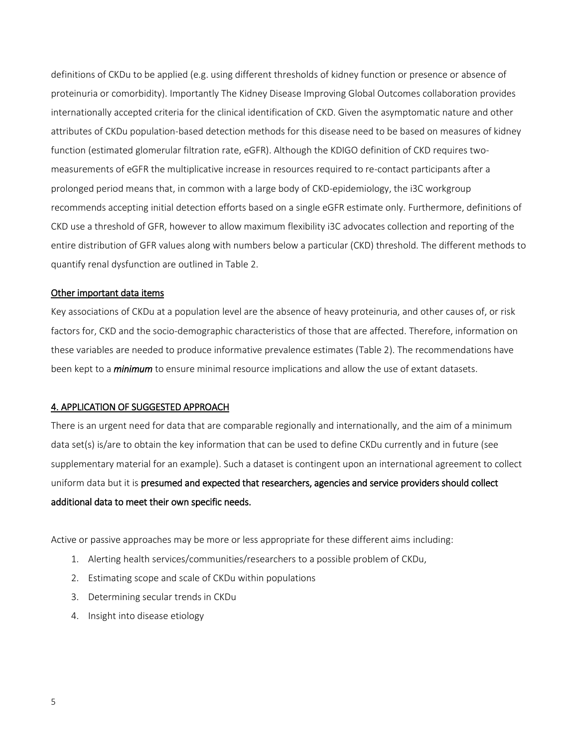definitions of CKDu to be applied (e.g. using different thresholds of kidney function or presence or absence of proteinuria or comorbidity). Importantly The Kidney Disease Improving Global Outcomes collaboration provides internationally accepted criteria for the clinical identification of CKD. Given the asymptomatic nature and other attributes of CKDu population-based detection methods for this disease need to be based on measures of kidney function (estimated glomerular filtration rate, eGFR). Although the KDIGO definition of CKD requires two-measurements of eGFR the multiplicative increase in resources required to re-contact participants after a prolonged period means that, in common with a large body of CKD-epidemiology, the i3C workgroup recommends accepting initial detection efforts based on a single eGFR estimate only. Furthermore, definitions of CKD use a threshold of GFR, however to allow maximum flexibility i3C advocates collection and reporting of the entire distribution of GFR values along with numbers below a particular (CKD) threshold. The different methods to quantify renal dysfunction are outlined in Table 2.

<u>Other important data items</u>

Key associations of CKDu at a population level are the absence of heavy proteinuria, and other causes of, or risk factors for, CKD and the socio-demographic characteristics of those that are affected. Therefore, information on these variables are needed to produce informative prevalence estimates (Table 2). The recommendations have been kept to a ***minimum*** to ensure minimal resource implications and allow the use of extant datasets.

## <u>4. APPLICATION OF SUGGESTED APPROACH</u>

There is an urgent need for data that are comparable regionally and internationally, and the aim of a minimum data set(s) is/are to obtain the key information that can be used to define CKDu currently and in future (see supplementary material for an example). Such a dataset is contingent upon an international agreement to collect uniform data but it is **presumed and expected that researchers, agencies and service providers should collect additional data to meet their own specific needs.**

Active or passive approaches may be more or less appropriate for these different aims including:

1. Alerting health services/communities/researchers to a possible problem of CKDu,
2. Estimating scope and scale of CKDu within populations
3. Determining secular trends in CKDu
4. Insight into disease etiology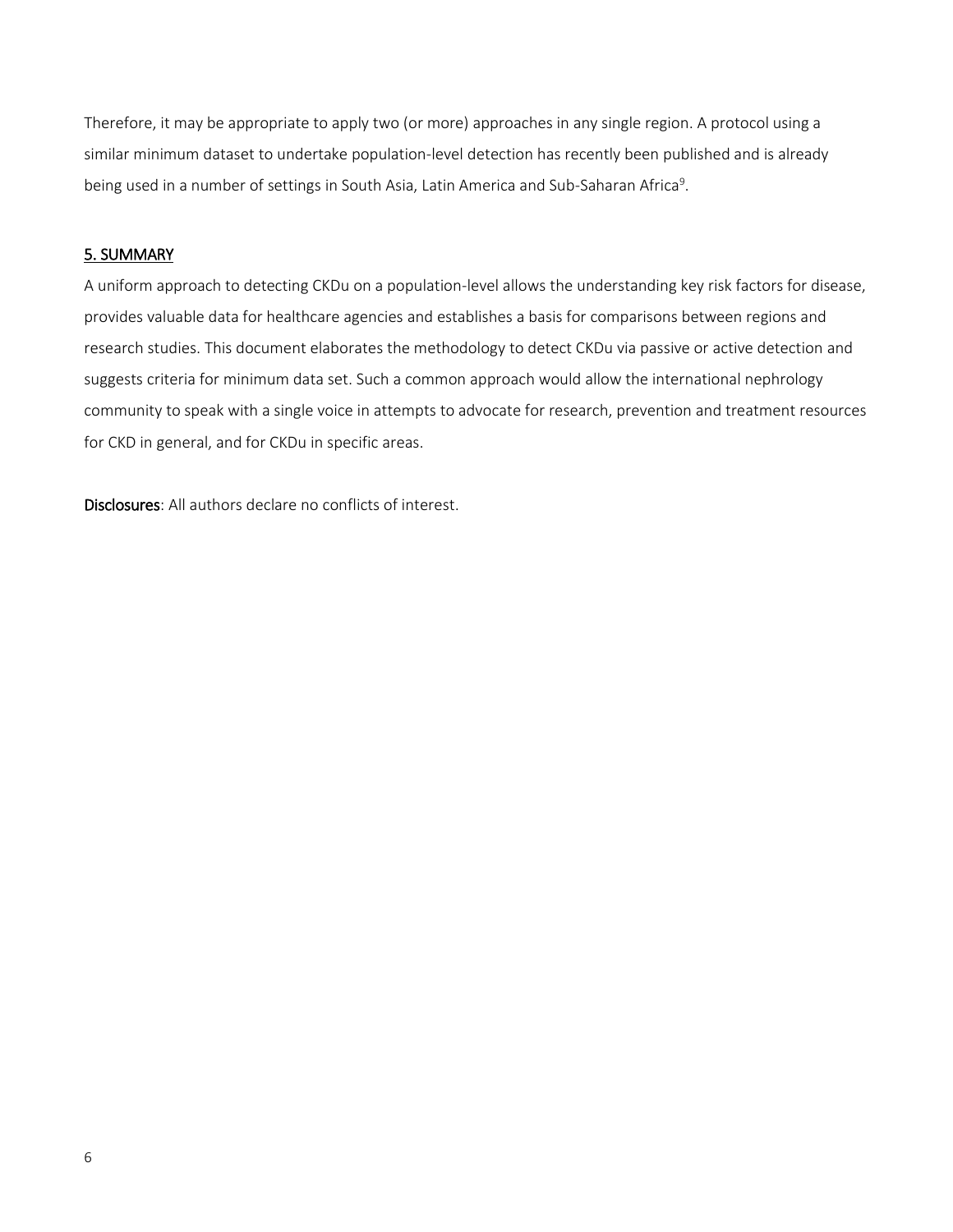Therefore, it may be appropriate to apply two (or more) approaches in any single region. A protocol using a similar minimum dataset to undertake population-level detection has recently been published and is already being used in a number of settings in South Asia, Latin America and Sub-Saharan Africa[9].

## 5. SUMMARY

A uniform approach to detecting CKDu on a population-level allows the understanding key risk factors for disease, provides valuable data for healthcare agencies and establishes a basis for comparisons between regions and research studies. This document elaborates the methodology to detect CKDu via passive or active detection and suggests criteria for minimum data set. Such a common approach would allow the international nephrology community to speak with a single voice in attempts to advocate for research, prevention and treatment resources for CKD in general, and for CKDu in specific areas.

**Disclosures**: All authors declare no conflicts of interest.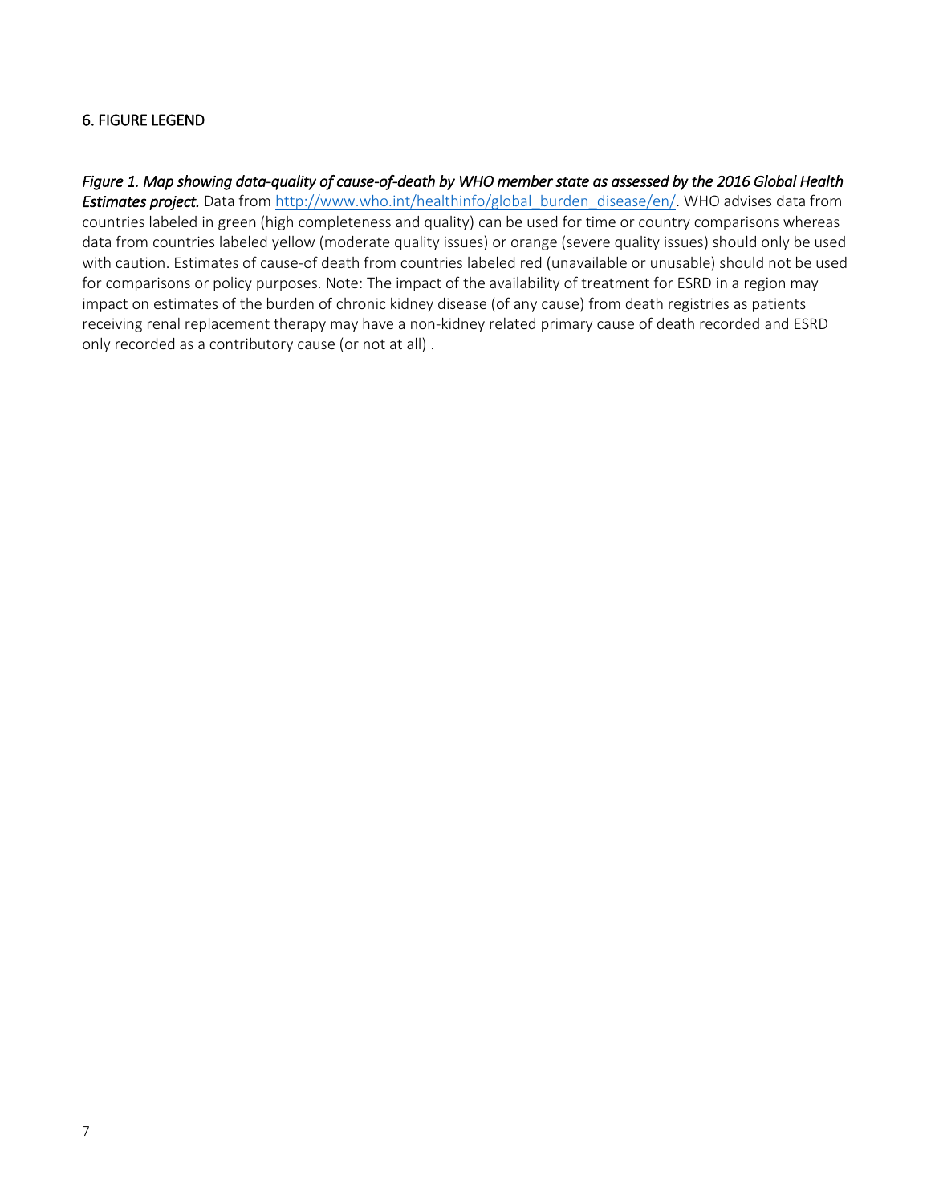## 6. FIGURE LEGEND

***Figure 1. Map showing data-quality of cause-of-death by WHO member state as assessed by the 2016 Global Health Estimates project.*** Data from [http://www.who.int/healthinfo/global_burden_disease/en/](http://www.who.int/healthinfo/global_burden_disease/en/). WHO advises data from countries labeled in green (high completeness and quality) can be used for time or country comparisons whereas data from countries labeled yellow (moderate quality issues) or orange (severe quality issues) should only be used with caution. Estimates of cause-of death from countries labeled red (unavailable or unusable) should not be used for comparisons or policy purposes. Note: The impact of the availability of treatment for ESRD in a region may impact on estimates of the burden of chronic kidney disease (of any cause) from death registries as patients receiving renal replacement therapy may have a non-kidney related primary cause of death recorded and ESRD only recorded as a contributory cause (or not at all) .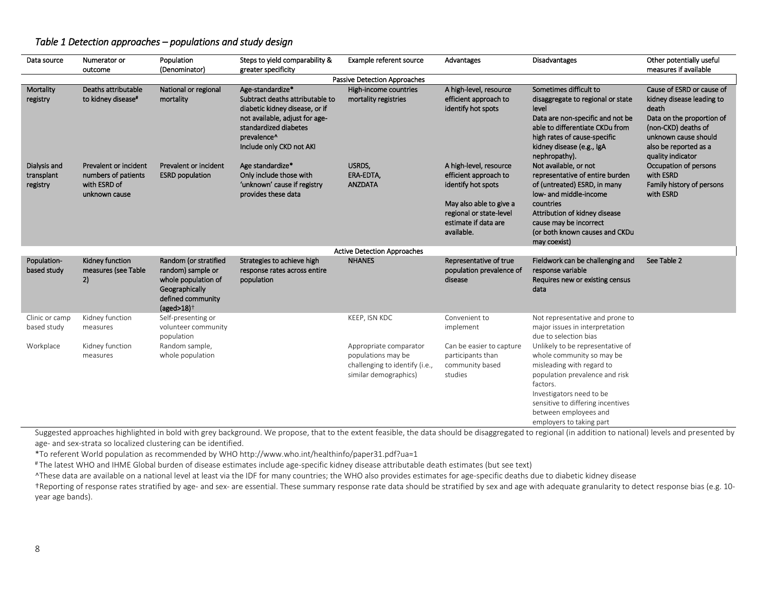*Table 1 Detection approaches – populations and study design*

| Data source | Numerator or outcome | Population (Denominator) | Steps to yield comparability & greater specificity | Example referent source | Advantages | Disadvantages | Other potentially useful measures if available |
|---|---|---|---|---|---|---|---|
| | | | | Passive Detection Approaches | | | |
| **Mortality registry** | **Deaths attributable to kidney disease[#]** | **National or regional mortality** | **Age-standardize*<br>Subtract deaths attributable to diabetic kidney disease, or if not available, adjust for age-standardized diabetes prevalence^<br>Include only CKD not AKI** | **High-income countries mortality registries** | **A high-level, resource efficient approach to identify hot spots** | **Sometimes difficult to disaggregate to regional or state level<br>Data are non-specific and not be able to differentiate CKDu from high rates of cause-specific kidney disease (e.g., IgA nephropathy).** | **Cause of ESRD or cause of kidney disease leading to death<br>Data on the proportion of (non-CKD) deaths of unknown cause should also be reported as a quality indicator** |
| **Dialysis and transplant registry** | **Prevalent or incident numbers of patients with ESRD of unknown cause** | **Prevalent or incident ESRD population** | **Age standardize*<br>Only include those with 'unknown' cause if registry provides these data** | **USRDS,<br>ERA-EDTA,<br>ANZDATA** | **A high-level, resource efficient approach to identify hot spots<br>May also able to give a regional or state-level estimate if data are available.** | **Not available, or not representative of entire burden of (untreated) ESRD, in many low- and middle-income countries<br>Attribution of kidney disease cause may be incorrect<br>(or both known causes and CKDu may coexist)** | **Occupation of persons with ESRD<br>Family history of persons with ESRD** |
| | | | | Active Detection Approaches | | | |
| **Population-based study** | **Kidney function measures (see Table 2)** | **Random (or stratified random) sample or whole population of Geographically defined community (aged>18)[†]** | **Strategies to achieve high response rates across entire population** | **NHANES** | **Representative of true population prevalence of disease** | **Fieldwork can be challenging and response variable<br>Requires new or existing census data** | **See Table 2** |
| Clinic or camp based study | Kidney function measures | Self-presenting or volunteer community population | | KEEP, ISN KDC | Convenient to implement | Not representative and prone to major issues in interpretation due to selection bias | |
| Workplace | Kidney function measures | Random sample, whole population | | Appropriate comparator populations may be challenging to identify (i.e., similar demographics) | Can be easier to capture participants than community based studies | Unlikely to be representative of whole community so may be misleading with regard to population prevalence and risk factors.<br>Investigators need to be sensitive to differing incentives between employees and employers to taking part | |

Suggested approaches highlighted in bold with grey background. We propose, that to the extent feasible, the data should be disaggregated to regional (in addition to national) levels and presented by age- and sex-strata so localized clustering can be identified.

*To referent World population as recommended by WHO http://www.who.int/healthinfo/paper31.pdf?ua=1

[#] The latest WHO and IHME Global burden of disease estimates include age-specific kidney disease attributable death estimates (but see text)

^These data are available on a national level at least via the IDF for many countries; the WHO also provides estimates for age-specific deaths due to diabetic kidney disease

[†]Reporting of response rates stratified by age- and sex- are essential. These summary response rate data should be stratified by sex and age with adequate granularity to detect response bias (e.g. 10-year age bands).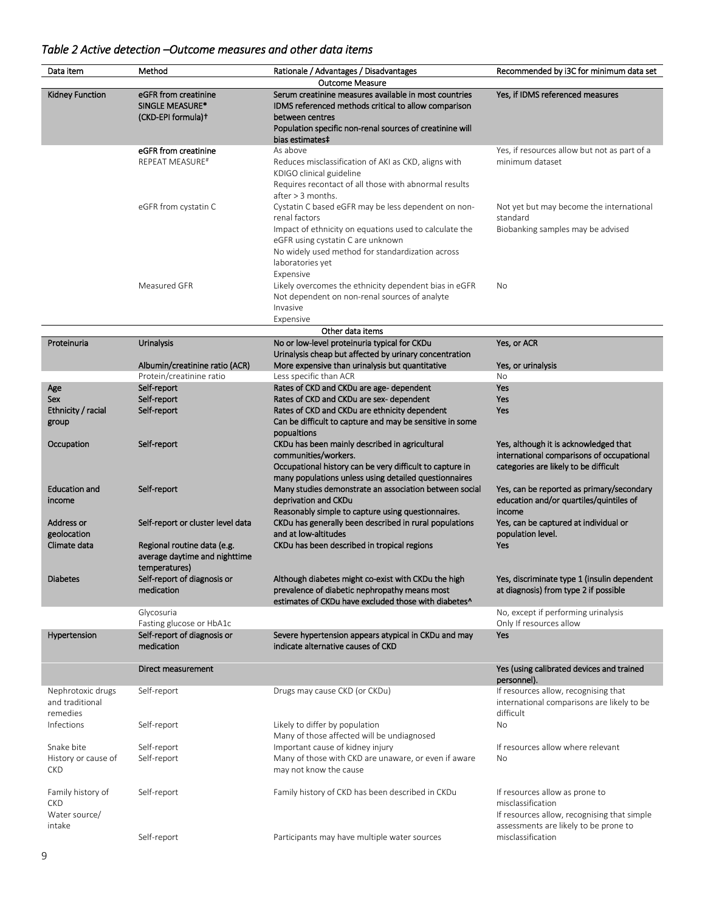## *Table 2 Active detection –Outcome measures and other data items*

| Data item | Method | Rationale / Advantages / Disadvantages | Recommended by i3C for minimum data set |
|---|---|---|---|
| | | Outcome Measure | |
| **Kidney Function** | **eGFR from creatinine SINGLE MEASURE* (CKD-EPI formula)†** | **Serum creatinine measures available in most countries IDMS referenced methods critical to allow comparison between centres Population specific non-renal sources of creatinine will bias estimates‡** | **Yes, if IDMS referenced measures** |
| | **eGFR from creatinine** REPEAT MEASURE# | As above Reduces misclassification of AKI as CKD, aligns with KDIGO clinical guideline Requires recontact of all those with abnormal results after > 3 months. | Yes, if resources allow but not as part of a minimum dataset |
| | eGFR from cystatin C | Cystatin C based eGFR may be less dependent on non-renal factors Impact of ethnicity on equations used to calculate the eGFR using cystatin C are unknown No widely used method for standardization across laboratories yet Expensive | Not yet but may become the international standard Biobanking samples may be advised |
| | Measured GFR | Likely overcomes the ethnicity dependent bias in eGFR Not dependent on non-renal sources of analyte Invasive Expensive | No |
| | | Other data items | |
| **Proteinuria** | **Urinalysis** | **No or low-level proteinuria typical for CKDu Urinalysis cheap but affected by urinary concentration** | **Yes, or ACR** |
| | **Albumin/creatinine ratio (ACR)** | **More expensive than urinalysis but quantitative** | **Yes, or urinalysis** |
| | Protein/creatinine ratio | Less specific than ACR | No |
| **Age** | **Self-report** | **Rates of CKD and CKDu are age- dependent** | **Yes** |
| **Sex** | **Self-report** | **Rates of CKD and CKDu are sex- dependent** | **Yes** |
| **Ethnicity / racial group** | **Self-report** | **Rates of CKD and CKDu are ethnicity dependent Can be difficult to capture and may be sensitive in some popualtions** | **Yes** |
| **Occupation** | **Self-report** | **CKDu has been mainly described in agricultural communities/workers. Occupational history can be very difficult to capture in many populations unless using detailed questionnaires** | **Yes, although it is acknowledged that international comparisons of occupational categories are likely to be difficult** |
| **Education and income** | **Self-report** | **Many studies demonstrate an association between social deprivation and CKDu Reasonably simple to capture using questionnaires.** | **Yes, can be reported as primary/secondary education and/or quartiles/quintiles of income** |
| **Address or geolocation** | **Self-report or cluster level data** | **CKDu has generally been described in rural populations and at low-altitudes** | **Yes, can be captured at individual or population level.** |
| **Climate data** | **Regional routine data (e.g. average daytime and nighttime temperatures)** | **CKDu has been described in tropical regions** | **Yes** |
| **Diabetes** | **Self-report of diagnosis or medication** | **Although diabetes might co-exist with CKDu the high prevalence of diabetic nephropathy means most estimates of CKDu have excluded those with diabetes^** | **Yes, discriminate type 1 (insulin dependent at diagnosis) from type 2 if possible** |
| | Glycosuria Fasting glucose or HbA1c | | No, except if performing urinalysis Only If resources allow |
| **Hypertension** | **Self-report of diagnosis or medication** | **Severe hypertension appears atypical in CKDu and may indicate alternative causes of CKD** | **Yes** |
| | **Direct measurement** | | **Yes (using calibrated devices and trained personnel).** |
| Nephrotoxic drugs and traditional remedies | Self-report | Drugs may cause CKD (or CKDu) | If resources allow, recognising that international comparisons are likely to be difficult |
| Infections | Self-report | Likely to differ by population Many of those affected will be undiagnosed | No |
| Snake bite | Self-report | Important cause of kidney injury | If resources allow where relevant |
| History or cause of CKD | Self-report | Many of those with CKD are unaware, or even if aware may not know the cause | No |
| Family history of CKD | Self-report | Family history of CKD has been described in CKDu | If resources allow as prone to misclassification |
| Water source/ intake | Self-report | Participants may have multiple water sources | If resources allow, recognising that simple assessments are likely to be prone to misclassification |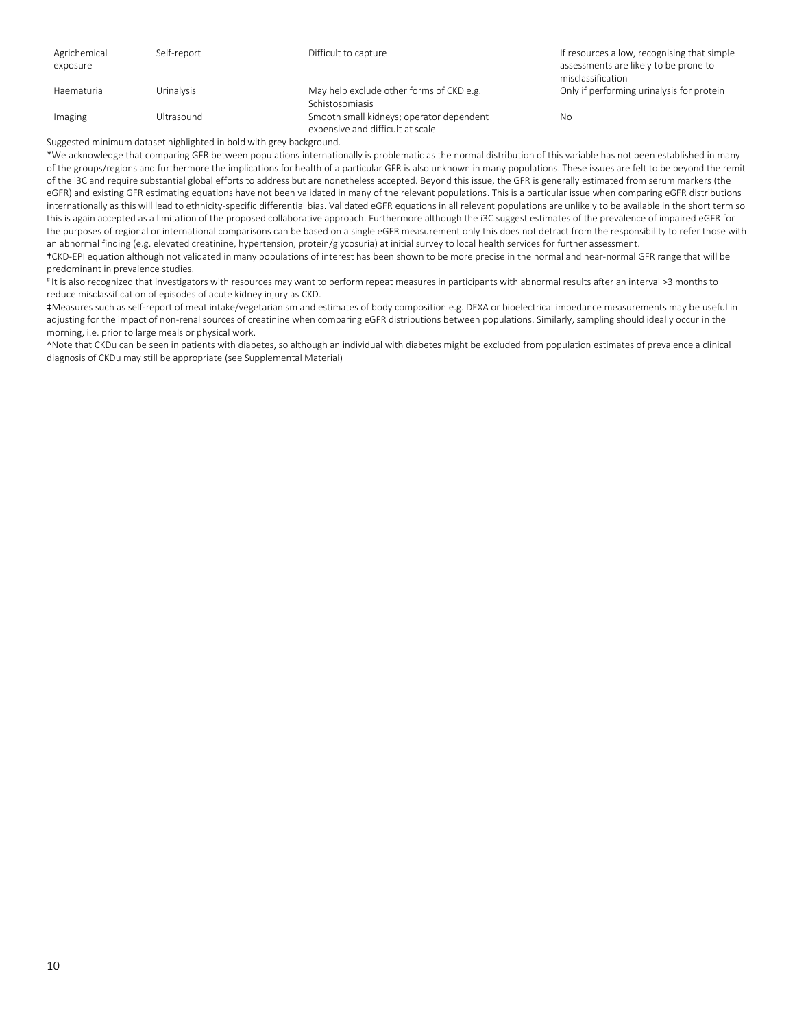| | | | |
|---|---|---|---|
| Agrichemical exposure | Self-report | Difficult to capture | If resources allow, recognising that simple assessments are likely to be prone to misclassification |
| Haematuria | Urinalysis | May help exclude other forms of CKD e.g. Schistosomiasis | Only if performing urinalysis for protein |
| Imaging | Ultrasound | Smooth small kidneys; operator dependent expensive and difficult at scale | No |

Suggested minimum dataset highlighted in bold with grey background.

*We acknowledge that comparing GFR between populations internationally is problematic as the normal distribution of this variable has not been established in many of the groups/regions and furthermore the implications for health of a particular GFR is also unknown in many populations. These issues are felt to be beyond the remit of the i3C and require substantial global efforts to address but are nonetheless accepted. Beyond this issue, the GFR is generally estimated from serum markers (the eGFR) and existing GFR estimating equations have not been validated in many of the relevant populations. This is a particular issue when comparing eGFR distributions internationally as this will lead to ethnicity-specific differential bias. Validated eGFR equations in all relevant populations are unlikely to be available in the short term so this is again accepted as a limitation of the proposed collaborative approach. Furthermore although the i3C suggest estimates of the prevalence of impaired eGFR for the purposes of regional or international comparisons can be based on a single eGFR measurement only this does not detract from the responsibility to refer those with an abnormal finding (e.g. elevated creatinine, hypertension, protein/glycosuria) at initial survey to local health services for further assessment.

†CKD-EPI equation although not validated in many populations of interest has been shown to be more precise in the normal and near-normal GFR range that will be predominant in prevalence studies.

#It is also recognized that investigators with resources may want to perform repeat measures in participants with abnormal results after an interval >3 months to reduce misclassification of episodes of acute kidney injury as CKD.

‡Measures such as self-report of meat intake/vegetarianism and estimates of body composition e.g. DEXA or bioelectrical impedance measurements may be useful in adjusting for the impact of non-renal sources of creatinine when comparing eGFR distributions between populations. Similarly, sampling should ideally occur in the morning, i.e. prior to large meals or physical work.

^Note that CKDu can be seen in patients with diabetes, so although an individual with diabetes might be excluded from population estimates of prevalence a clinical diagnosis of CKDu may still be appropriate (see Supplemental Material)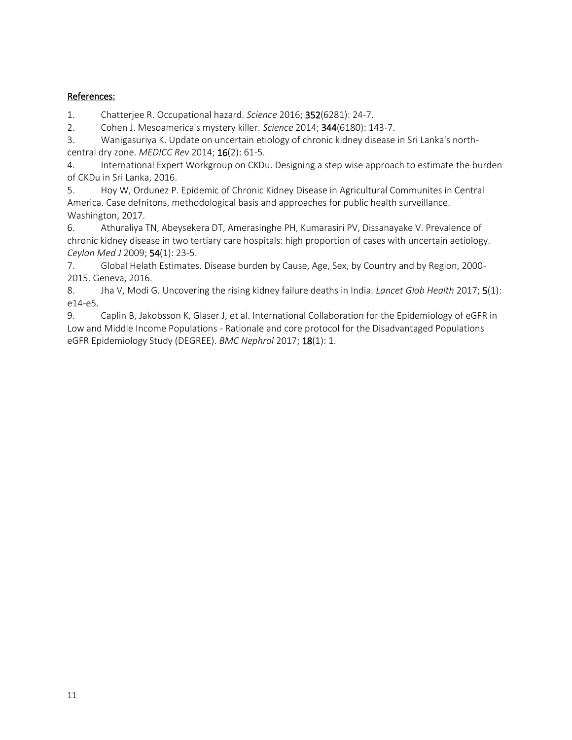References:

1. Chatterjee R. Occupational hazard. *Science* 2016; **352**(6281): 24-7.
2. Cohen J. Mesoamerica's mystery killer. *Science* 2014; **344**(6180): 143-7.
3. Wanigasuriya K. Update on uncertain etiology of chronic kidney disease in Sri Lanka's north-central dry zone. *MEDICC Rev* 2014; **16**(2): 61-5.
4. International Expert Workgroup on CKDu. Designing a step wise approach to estimate the burden of CKDu in Sri Lanka, 2016.
5. Hoy W, Ordunez P. Epidemic of Chronic Kidney Disease in Agricultural Communites in Central America. Case defnitons, methodological basis and approaches for public health surveillance. Washington, 2017.
6. Athuraliya TN, Abeysekera DT, Amerasinghe PH, Kumarasiri PV, Dissanayake V. Prevalence of chronic kidney disease in two tertiary care hospitals: high proportion of cases with uncertain aetiology. *Ceylon Med J* 2009; **54**(1): 23-5.
7. Global Helath Estimates. Disease burden by Cause, Age, Sex, by Country and by Region, 2000-2015. Geneva, 2016.
8. Jha V, Modi G. Uncovering the rising kidney failure deaths in India. *Lancet Glob Health* 2017; **5**(1): e14-e5.
9. Caplin B, Jakobsson K, Glaser J, et al. International Collaboration for the Epidemiology of eGFR in Low and Middle Income Populations - Rationale and core protocol for the Disadvantaged Populations eGFR Epidemiology Study (DEGREE). *BMC Nephrol* 2017; **18**(1): 1.